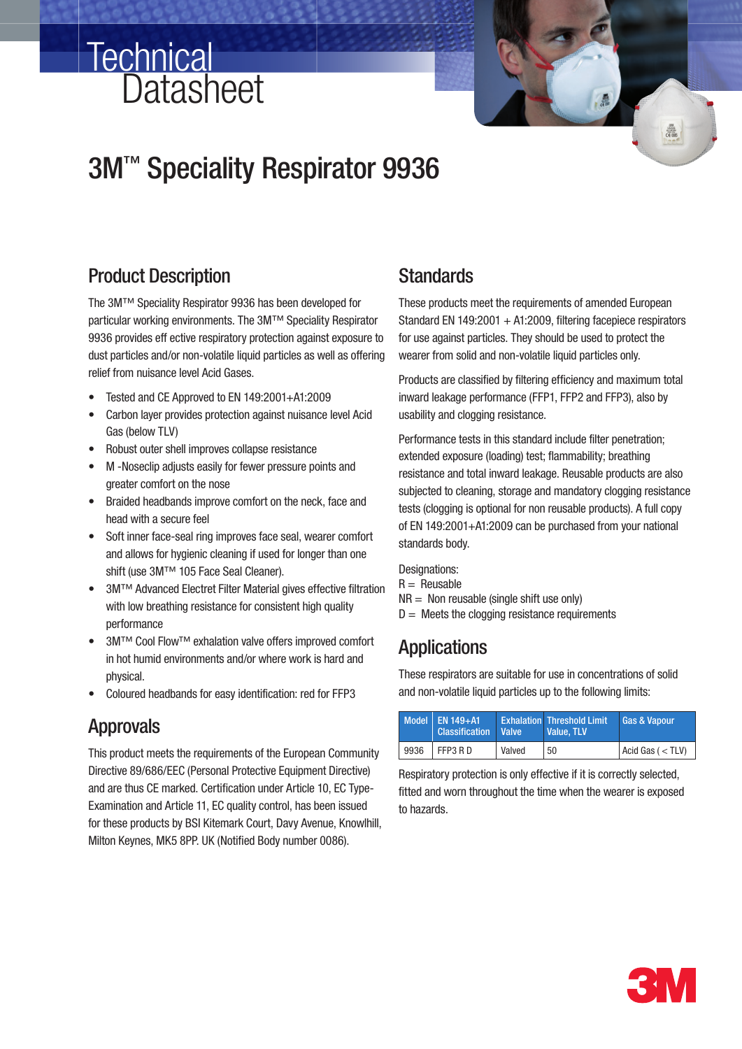# Technical Datasheet

# 3M™ Speciality Respirator 9936

## Product Description

The 3M™ Speciality Respirator 9936 has been developed for particular working environments. The 3M™ Speciality Respirator 9936 provides eff ective respiratory protection against exposure to dust particles and/or non-volatile liquid particles as well as offering relief from nuisance level Acid Gases.

- Tested and CE Approved to EN 149:2001+A1:2009
- Carbon layer provides protection against nuisance level Acid Gas (below TLV)
- Robust outer shell improves collapse resistance
- M -Noseclip adjusts easily for fewer pressure points and greater comfort on the nose
- Braided headbands improve comfort on the neck, face and head with a secure feel
- Soft inner face-seal ring improves face seal, wearer comfort and allows for hygienic cleaning if used for longer than one shift (use 3M™ 105 Face Seal Cleaner).
- 3M™ Advanced Electret Filter Material gives effective filtration with low breathing resistance for consistent high quality performance
- 3M™ Cool Flow™ exhalation valve offers improved comfort in hot humid environments and/or where work is hard and physical.
- Coloured headbands for easy identification: red for FFP3

## Approvals

This product meets the requirements of the European Community Directive 89/686/EEC (Personal Protective Equipment Directive) and are thus CE marked. Certification under Article 10, EC Type-Examination and Article 11, EC quality control, has been issued for these products by BSI Kitemark Court, Davy Avenue, Knowlhill, Milton Keynes, MK5 8PP. UK (Notified Body number 0086).

## Standards

These products meet the requirements of amended European Standard EN 149:2001 + A1:2009, filtering facepiece respirators for use against particles. They should be used to protect the wearer from solid and non-volatile liquid particles only.

Products are classified by filtering efficiency and maximum total inward leakage performance (FFP1, FFP2 and FFP3), also by usability and clogging resistance.

Performance tests in this standard include filter penetration; extended exposure (loading) test; flammability; breathing resistance and total inward leakage. Reusable products are also subjected to cleaning, storage and mandatory clogging resistance tests (clogging is optional for non reusable products). A full copy of EN 149:2001+A1:2009 can be purchased from your national standards body.

Designations:
R = Reusable
NR = Non reusable (single shift use only)
D = Meets the clogging resistance requirements

## Applications

These respirators are suitable for use in concentrations of solid and non-volatile liquid particles up to the following limits:

| Model | EN 149+A1 Classification | Exhalation Valve | Threshold Limit Value, TLV | Gas & Vapour |
|---|---|---|---|---|
| 9936 | FFP3 R D | Valved | 50 | Acid Gas ( < TLV) |

Respiratory protection is only effective if it is correctly selected, fitted and worn throughout the time when the wearer is exposed to hazards.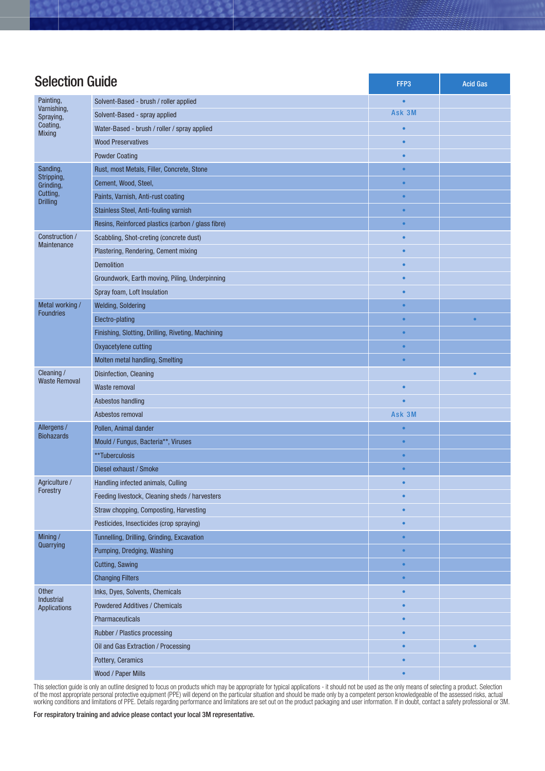## Selection Guide

| | | FFP3 | Acid Gas |
|---|---|---|---|
| Painting, Varnishing, Spraying, Coating, Mixing | Solvent-Based - brush / roller applied | • | |
| | Solvent-Based - spray applied | Ask 3M | |
| | Water-Based - brush / roller / spray applied | • | |
| | Wood Preservatives | • | |
| | Powder Coating | • | |
| Sanding, Stripping, Grinding, Cutting, Drilling | Rust, most Metals, Filler, Concrete, Stone | • | |
| | Cement, Wood, Steel, | • | |
| | Paints, Varnish, Anti-rust coating | • | |
| | Stainless Steel, Anti-fouling varnish | • | |
| | Resins, Reinforced plastics (carbon / glass fibre) | • | |
| Construction / Maintenance | Scabbling, Shot-creting (concrete dust) | • | |
| | Plastering, Rendering, Cement mixing | • | |
| | Demolition | • | |
| | Groundwork, Earth moving, Piling, Underpinning | • | |
| | Spray foam, Loft Insulation | • | |
| Metal working / Foundries | Welding, Soldering | • | |
| | Electro-plating | • | • |
| | Finishing, Slotting, Drilling, Riveting, Machining | • | |
| | Oxyacetylene cutting | • | |
| | Molten metal handling, Smelting | • | |
| Cleaning / Waste Removal | Disinfection, Cleaning | | • |
| | Waste removal | • | |
| | Asbestos handling | • | |
| | Asbestos removal | Ask 3M | |
| Allergens / Biohazards | Pollen, Animal dander | • | |
| | Mould / Fungus, Bacteria**, Viruses | • | |
| | **Tuberculosis | • | |
| | Diesel exhaust / Smoke | • | |
| Agriculture / Forestry | Handling infected animals, Culling | • | |
| | Feeding livestock, Cleaning sheds / harvesters | • | |
| | Straw chopping, Composting, Harvesting | • | |
| | Pesticides, Insecticides (crop spraying) | • | |
| Mining / Quarrying | Tunnelling, Drilling, Grinding, Excavation | • | |
| | Pumping, Dredging, Washing | • | |
| | Cutting, Sawing | • | |
| | Changing Filters | • | |
| Other Industrial Applications | Inks, Dyes, Solvents, Chemicals | • | |
| | Powdered Additives / Chemicals | • | |
| | Pharmaceuticals | • | |
| | Rubber / Plastics processing | • | |
| | Oil and Gas Extraction / Processing | • | • |
| | Pottery, Ceramics | • | |
| | Wood / Paper Mills | • | |

This selection guide is only an outline designed to focus on products which may be appropriate for typical applications - it should not be used as the only means of selecting a product. Selection of the most appropriate personal protective equipment (PPE) will depend on the particular situation and should be made only by a competent person knowledgeable of the assessed risks, actual working conditions and limitations of PPE. Details regarding performance and limitations are set out on the product packaging and user information. If in doubt, contact a safety professional or 3M.

**For respiratory training and advice please contact your local 3M representative.**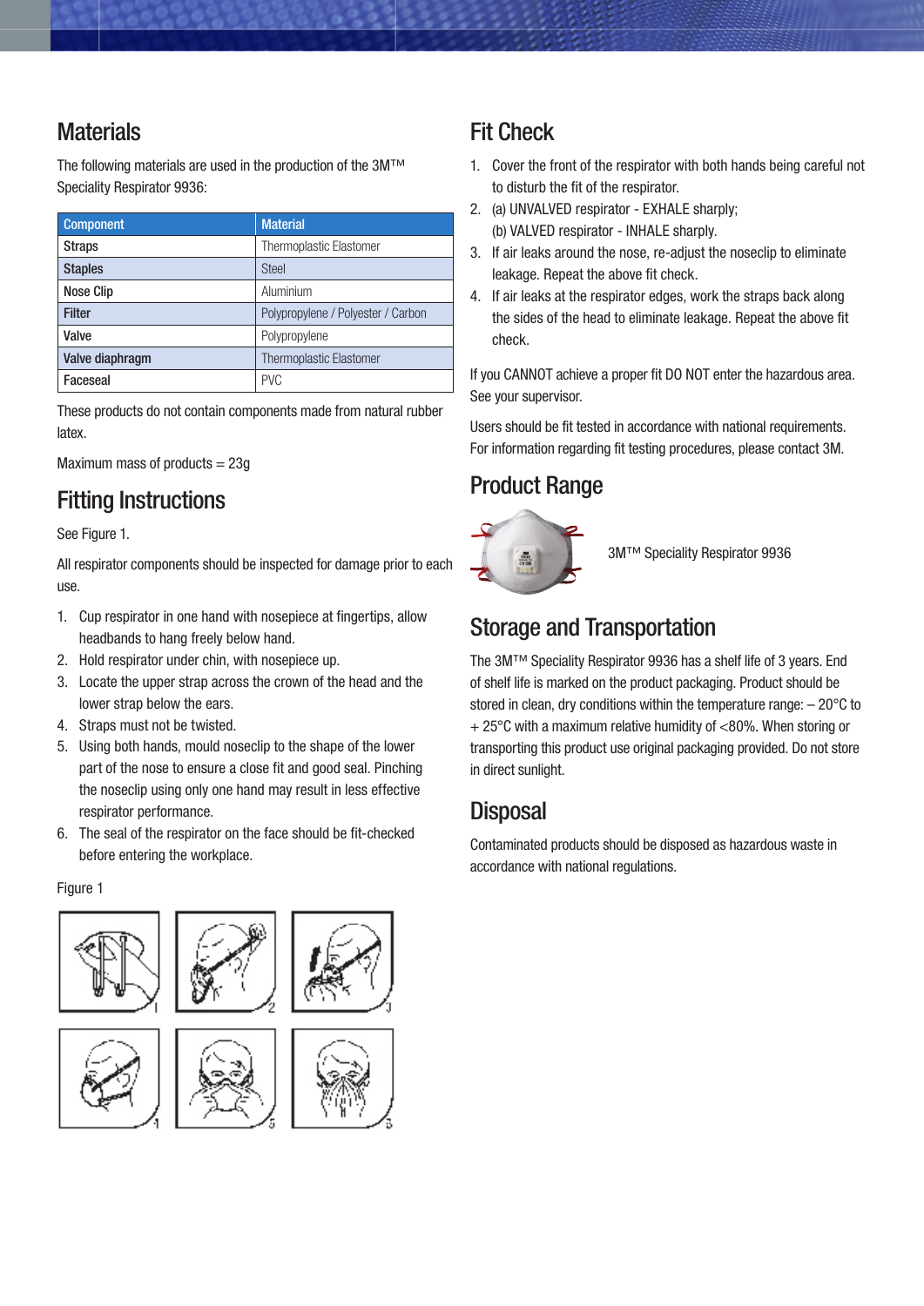## Materials

The following materials are used in the production of the 3M™ Speciality Respirator 9936:

| Component | Material |
| --- | --- |
| Straps | Thermoplastic Elastomer |
| Staples | Steel |
| Nose Clip | Aluminium |
| Filter | Polypropylene / Polyester / Carbon |
| Valve | Polypropylene |
| Valve diaphragm | Thermoplastic Elastomer |
| Faceseal | PVC |

These products do not contain components made from natural rubber latex.

Maximum mass of products = 23g

## Fitting Instructions

See Figure 1.

All respirator components should be inspected for damage prior to each use.

1. Cup respirator in one hand with nosepiece at fingertips, allow headbands to hang freely below hand.
2. Hold respirator under chin, with nosepiece up.
3. Locate the upper strap across the crown of the head and the lower strap below the ears.
4. Straps must not be twisted.
5. Using both hands, mould noseclip to the shape of the lower part of the nose to ensure a close fit and good seal. Pinching the noseclip using only one hand may result in less effective respirator performance.
6. The seal of the respirator on the face should be fit-checked before entering the workplace.

Figure 1

## Fit Check

1. Cover the front of the respirator with both hands being careful not to disturb the fit of the respirator.
2. (a) UNVALVED respirator - EXHALE sharply;
   (b) VALVED respirator - INHALE sharply.
3. If air leaks around the nose, re-adjust the noseclip to eliminate leakage. Repeat the above fit check.
4. If air leaks at the respirator edges, work the straps back along the sides of the head to eliminate leakage. Repeat the above fit check.

If you CANNOT achieve a proper fit DO NOT enter the hazardous area. See your supervisor.

Users should be fit tested in accordance with national requirements. For information regarding fit testing procedures, please contact 3M.

## Product Range

3M™ Speciality Respirator 9936

## Storage and Transportation

The 3M™ Speciality Respirator 9936 has a shelf life of 3 years. End of shelf life is marked on the product packaging. Product should be stored in clean, dry conditions within the temperature range: – 20°C to + 25°C with a maximum relative humidity of <80%. When storing or transporting this product use original packaging provided. Do not store in direct sunlight.

## Disposal

Contaminated products should be disposed as hazardous waste in accordance with national regulations.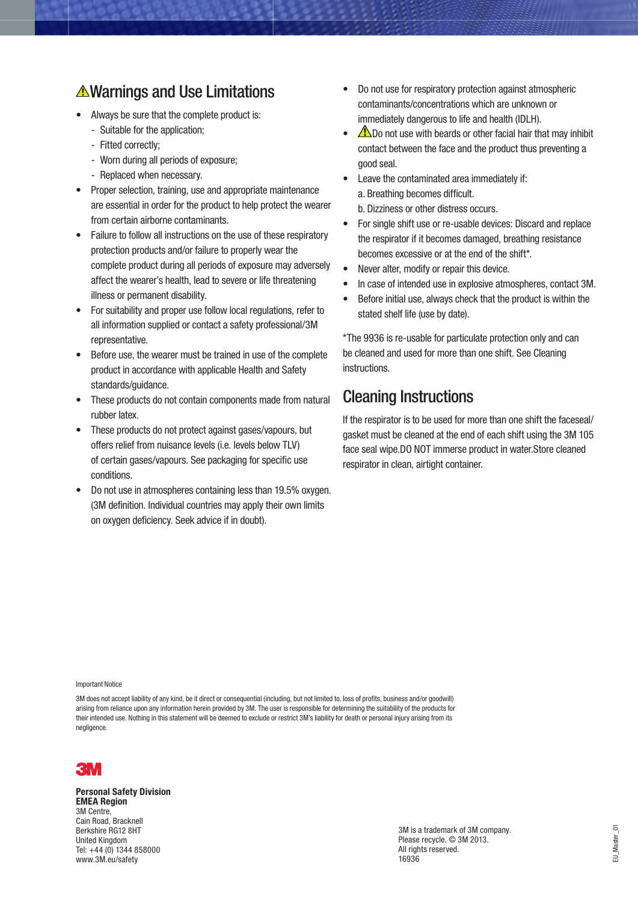## ⚠Warnings and Use Limitations

- Always be sure that the complete product is:
  - Suitable for the application;
  - Fitted correctly;
  - Worn during all periods of exposure;
  - Replaced when necessary.
- Proper selection, training, use and appropriate maintenance are essential in order for the product to help protect the wearer from certain airborne contaminants.
- Failure to follow all instructions on the use of these respiratory protection products and/or failure to properly wear the complete product during all periods of exposure may adversely affect the wearer's health, lead to severe or life threatening illness or permanent disability.
- For suitability and proper use follow local regulations, refer to all information supplied or contact a safety professional/3M representative.
- Before use, the wearer must be trained in use of the complete product in accordance with applicable Health and Safety standards/guidance.
- These products do not contain components made from natural rubber latex.
- These products do not protect against gases/vapours, but offers relief from nuisance levels (i.e. levels below TLV) of certain gases/vapours. See packaging for specific use conditions.
- Do not use in atmospheres containing less than 19.5% oxygen. (3M definition. Individual countries may apply their own limits on oxygen deficiency. Seek advice if in doubt).
- Do not use for respiratory protection against atmospheric contaminants/concentrations which are unknown or immediately dangerous to life and health (IDLH).
- ⚠Do not use with beards or other facial hair that may inhibit contact between the face and the product thus preventing a good seal.
- Leave the contaminated area immediately if:
  a. Breathing becomes difficult.
  b. Dizziness or other distress occurs.
- For single shift use or re-usable devices: Discard and replace the respirator if it becomes damaged, breathing resistance becomes excessive or at the end of the shift*.
- Never alter, modify or repair this device.
- In case of intended use in explosive atmospheres, contact 3M.
- Before initial use, always check that the product is within the stated shelf life (use by date).

*The 9936 is re-usable for particulate protection only and can be cleaned and used for more than one shift. See Cleaning instructions.

## Cleaning Instructions

If the respirator is to be used for more than one shift the faceseal/gasket must be cleaned at the end of each shift using the 3M 105 face seal wipe.DO NOT immerse product in water.Store cleaned respirator in clean, airtight container.

Important Notice

3M does not accept liability of any kind, be it direct or consequential (including, but not limited to, loss of profits, business and/or goodwill) arising from reliance upon any information herein provided by 3M. The user is responsible for determining the suitability of the products for their intended use. Nothing in this statement will be deemed to exclude or restrict 3M's liability for death or personal injury arising from its negligence.

3M

**Personal Safety Division**
**EMEA Region**
3M Centre,
Cain Road, Bracknell
Berkshire RG12 8HT
United Kingdom
Tel: +44 (0) 1344 858000
www.3M.eu/safety

3M is a trademark of 3M company.
Please recycle. © 3M 2013.
All rights reserved.
16936

EU_Master_01